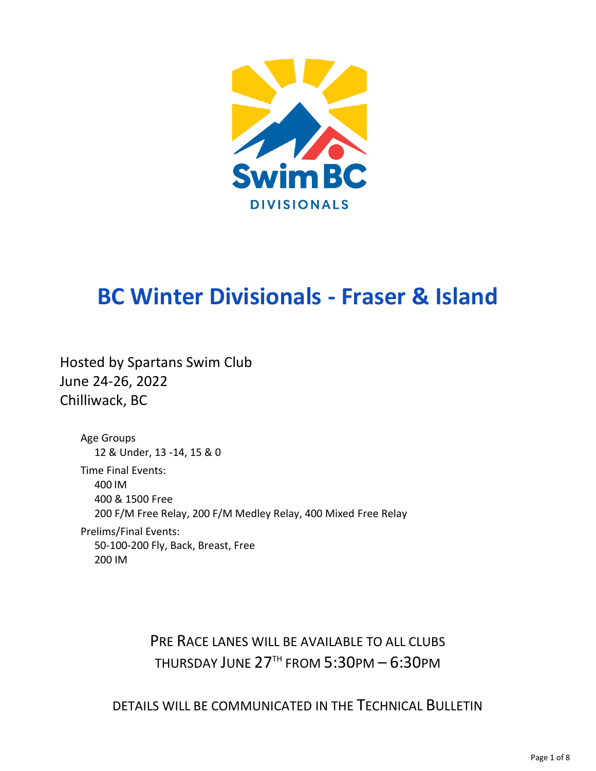SwimBC

DIVISIONALS

# BC Winter Divisionals - Fraser & Island

Hosted by Spartans Swim Club
June 24-26, 2022
Chilliwack, BC

Age Groups
- 12 & Under, 13 -14, 15 & 0

Time Final Events:
- 400 IM
- 400 & 1500 Free
- 200 F/M Free Relay, 200 F/M Medley Relay, 400 Mixed Free Relay

Prelims/Final Events:
- 50-100-200 Fly, Back, Breast, Free
- 200 IM

PRE RACE LANES WILL BE AVAILABLE TO ALL CLUBS THURSDAY JUNE 27TH FROM 5:30PM – 6:30PM

DETAILS WILL BE COMMUNICATED IN THE TECHNICAL BULLETIN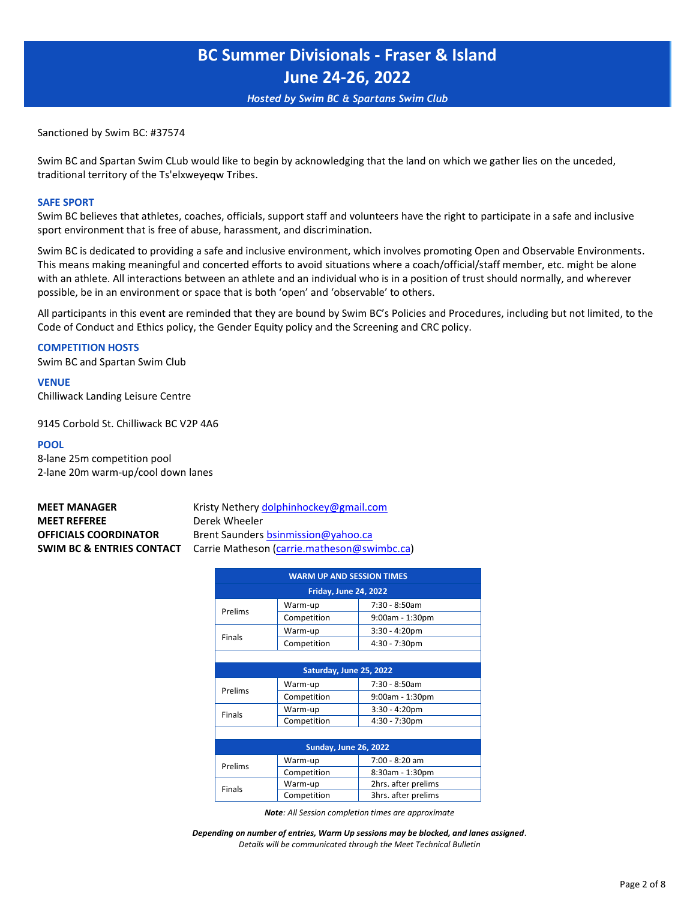# BC Summer Divisionals - Fraser & Island
# June 24-26, 2022

*Hosted by Swim BC & Spartans Swim Club*

Sanctioned by Swim BC: #37574

Swim BC and Spartan Swim CLub would like to begin by acknowledging that the land on which we gather lies on the unceded, traditional territory of the Ts'elxweyeqw Tribes.

### SAFE SPORT

Swim BC believes that athletes, coaches, officials, support staff and volunteers have the right to participate in a safe and inclusive sport environment that is free of abuse, harassment, and discrimination.

Swim BC is dedicated to providing a safe and inclusive environment, which involves promoting Open and Observable Environments. This means making meaningful and concerted efforts to avoid situations where a coach/official/staff member, etc. might be alone with an athlete. All interactions between an athlete and an individual who is in a position of trust should normally, and wherever possible, be in an environment or space that is both 'open' and 'observable' to others.

All participants in this event are reminded that they are bound by Swim BC's Policies and Procedures, including but not limited, to the Code of Conduct and Ethics policy, the Gender Equity policy and the Screening and CRC policy.

### COMPETITION HOSTS

Swim BC and Spartan Swim Club

### VENUE

Chilliwack Landing Leisure Centre

9145 Corbold St. Chilliwack BC V2P 4A6

### POOL

8-lane 25m competition pool
2-lane 20m warm-up/cool down lanes

**MEET MANAGER** Kristy Nethery dolphinhockey@gmail.com
**MEET REFEREE** Derek Wheeler
**OFFICIALS COORDINATOR** Brent Saunders bsinmission@yahoo.ca
**SWIM BC & ENTRIES CONTACT** Carrie Matheson (carrie.matheson@swimbc.ca)

| WARM UP AND SESSION TIMES | | |
|---|---|---|
| **Friday, June 24, 2022** | | |
| Prelims | Warm-up | 7:30 - 8:50am |
| | Competition | 9:00am - 1:30pm |
| Finals | Warm-up | 3:30 - 4:20pm |
| | Competition | 4:30 - 7:30pm |
| **Saturday, June 25, 2022** | | |
| Prelims | Warm-up | 7:30 - 8:50am |
| | Competition | 9:00am - 1:30pm |
| Finals | Warm-up | 3:30 - 4:20pm |
| | Competition | 4:30 - 7:30pm |
| **Sunday, June 26, 2022** | | |
| Prelims | Warm-up | 7:00 - 8:20 am |
| | Competition | 8:30am - 1:30pm |
| Finals | Warm-up | 2hrs. after prelims |
| | Competition | 3hrs. after prelims |

***Note**: All Session completion times are approximate*

***Depending on number of entries, Warm Up sessions may be blocked, and lanes assigned**.*
*Details will be communicated through the Meet Technical Bulletin*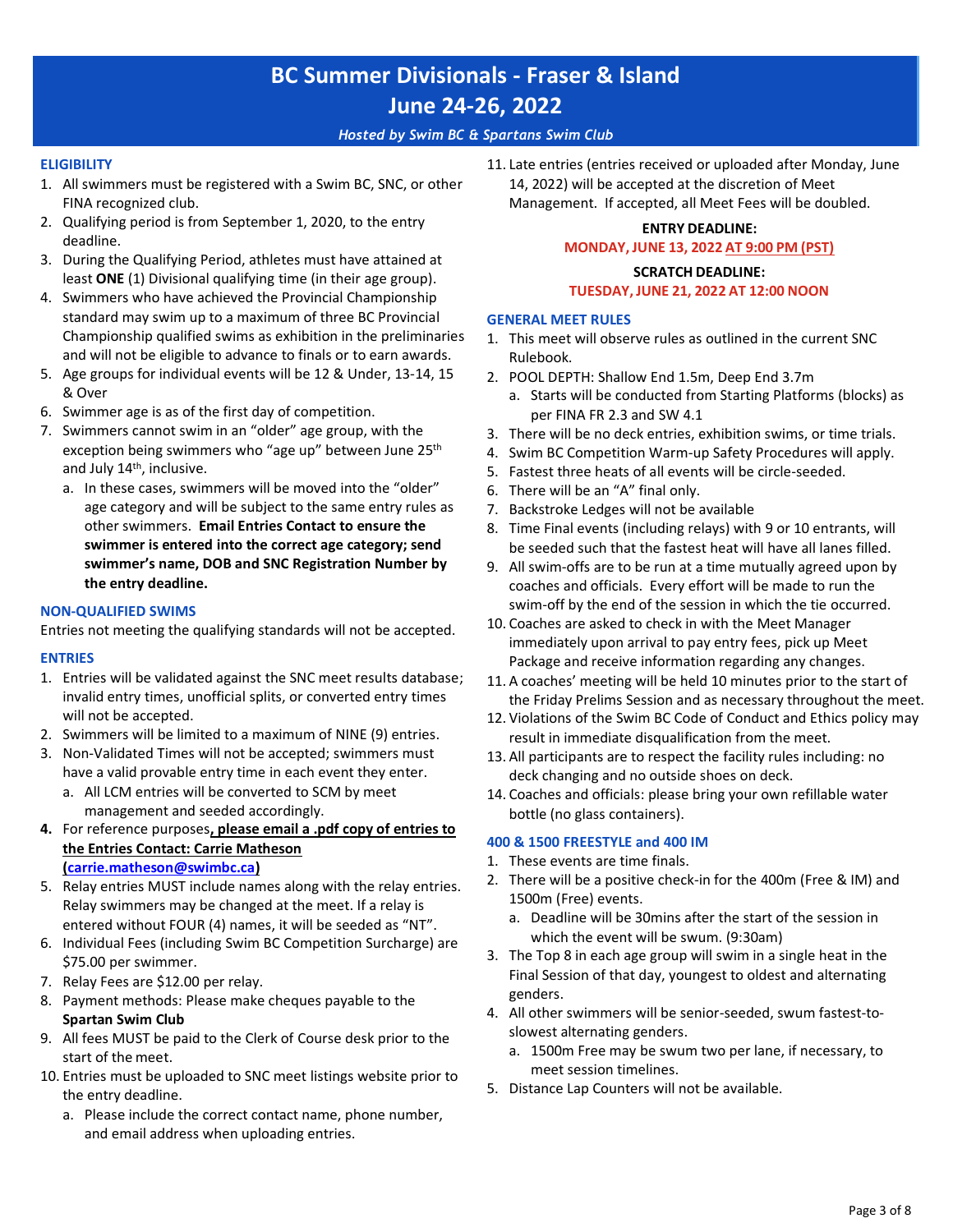# BC Summer Divisionals - Fraser & Island

## June 24-26, 2022

*Hosted by Swim BC & Spartans Swim Club*

### ELIGIBILITY

1. All swimmers must be registered with a Swim BC, SNC, or other FINA recognized club.
2. Qualifying period is from September 1, 2020, to the entry deadline.
3. During the Qualifying Period, athletes must have attained at least **ONE** (1) Divisional qualifying time (in their age group).
4. Swimmers who have achieved the Provincial Championship standard may swim up to a maximum of three BC Provincial Championship qualified swims as exhibition in the preliminaries and will not be eligible to advance to finals or to earn awards.
5. Age groups for individual events will be 12 & Under, 13-14, 15 & Over
6. Swimmer age is as of the first day of competition.
7. Swimmers cannot swim in an "older" age group, with the exception being swimmers who "age up" between June 25th and July 14th, inclusive.
   a. In these cases, swimmers will be moved into the "older" age category and will be subject to the same entry rules as other swimmers. **Email Entries Contact to ensure the swimmer is entered into the correct age category; send swimmer's name, DOB and SNC Registration Number by the entry deadline.**

### NON-QUALIFIED SWIMS

Entries not meeting the qualifying standards will not be accepted.

### ENTRIES

1. Entries will be validated against the SNC meet results database; invalid entry times, unofficial splits, or converted entry times will not be accepted.
2. Swimmers will be limited to a maximum of NINE (9) entries.
3. Non-Validated Times will not be accepted; swimmers must have a valid provable entry time in each event they enter.
   a. All LCM entries will be converted to SCM by meet management and seeded accordingly.
4. For reference purposes**, please email a .pdf copy of entries to the Entries Contact: Carrie Matheson (carrie.matheson@swimbc.ca)**
5. Relay entries MUST include names along with the relay entries. Relay swimmers may be changed at the meet. If a relay is entered without FOUR (4) names, it will be seeded as "NT".
6. Individual Fees (including Swim BC Competition Surcharge) are $75.00 per swimmer.
7. Relay Fees are $12.00 per relay.
8. Payment methods: Please make cheques payable to the **Spartan Swim Club**
9. All fees MUST be paid to the Clerk of Course desk prior to the start of the meet.
10. Entries must be uploaded to SNC meet listings website prior to the entry deadline.
    a. Please include the correct contact name, phone number, and email address when uploading entries.
11. Late entries (entries received or uploaded after Monday, June 14, 2022) will be accepted at the discretion of Meet Management. If accepted, all Meet Fees will be doubled.

**ENTRY DEADLINE:**
**MONDAY, JUNE 13, 2022 AT 9:00 PM (PST)**

**SCRATCH DEADLINE:**
**TUESDAY, JUNE 21, 2022 AT 12:00 NOON**

### GENERAL MEET RULES

1. This meet will observe rules as outlined in the current SNC Rulebook.
2. POOL DEPTH: Shallow End 1.5m, Deep End 3.7m
   a. Starts will be conducted from Starting Platforms (blocks) as per FINA FR 2.3 and SW 4.1
3. There will be no deck entries, exhibition swims, or time trials.
4. Swim BC Competition Warm-up Safety Procedures will apply.
5. Fastest three heats of all events will be circle-seeded.
6. There will be an "A" final only.
7. Backstroke Ledges will not be available
8. Time Final events (including relays) with 9 or 10 entrants, will be seeded such that the fastest heat will have all lanes filled.
9. All swim-offs are to be run at a time mutually agreed upon by coaches and officials. Every effort will be made to run the swim-off by the end of the session in which the tie occurred.
10. Coaches are asked to check in with the Meet Manager immediately upon arrival to pay entry fees, pick up Meet Package and receive information regarding any changes.
11. A coaches' meeting will be held 10 minutes prior to the start of the Friday Prelims Session and as necessary throughout the meet.
12. Violations of the Swim BC Code of Conduct and Ethics policy may result in immediate disqualification from the meet.
13. All participants are to respect the facility rules including: no deck changing and no outside shoes on deck.
14. Coaches and officials: please bring your own refillable water bottle (no glass containers).

### 400 & 1500 FREESTYLE and 400 IM

1. These events are time finals.
2. There will be a positive check-in for the 400m (Free & IM) and 1500m (Free) events.
   a. Deadline will be 30mins after the start of the session in which the event will be swum. (9:30am)
3. The Top 8 in each age group will swim in a single heat in the Final Session of that day, youngest to oldest and alternating genders.
4. All other swimmers will be senior-seeded, swum fastest-to-slowest alternating genders.
   a. 1500m Free may be swum two per lane, if necessary, to meet session timelines.
5. Distance Lap Counters will not be available.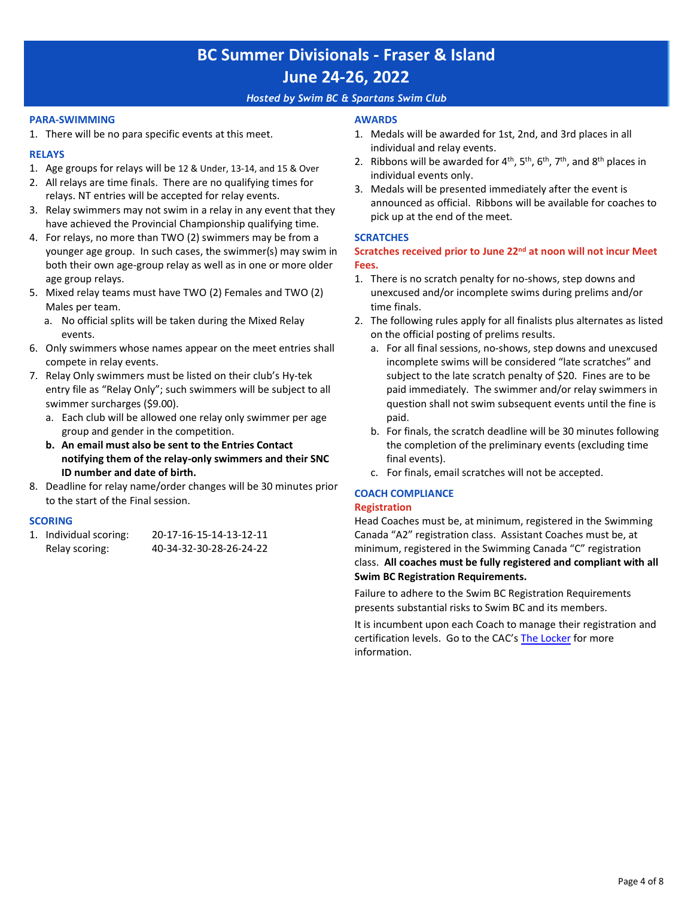# BC Summer Divisionals - Fraser & Island
# June 24-26, 2022

*Hosted by Swim BC & Spartans Swim Club*

### PARA-SWIMMING

1. There will be no para specific events at this meet.

### RELAYS

1. Age groups for relays will be 12 & Under, 13-14, and 15 & Over
2. All relays are time finals. There are no qualifying times for relays. NT entries will be accepted for relay events.
3. Relay swimmers may not swim in a relay in any event that they have achieved the Provincial Championship qualifying time.
4. For relays, no more than TWO (2) swimmers may be from a younger age group. In such cases, the swimmer(s) may swim in both their own age-group relay as well as in one or more older age group relays.
5. Mixed relay teams must have TWO (2) Females and TWO (2) Males per team.
   a. No official splits will be taken during the Mixed Relay events.
6. Only swimmers whose names appear on the meet entries shall compete in relay events.
7. Relay Only swimmers must be listed on their club's Hy-tek entry file as "Relay Only"; such swimmers will be subject to all swimmer surcharges ($9.00).
   a. Each club will be allowed one relay only swimmer per age group and gender in the competition.
   b. **An email must also be sent to the Entries Contact notifying them of the relay-only swimmers and their SNC ID number and date of birth.**
8. Deadline for relay name/order changes will be 30 minutes prior to the start of the Final session.

### SCORING

1. Individual scoring: 20-17-16-15-14-13-12-11
   Relay scoring: 40-34-32-30-28-26-24-22

### AWARDS

1. Medals will be awarded for 1st, 2nd, and 3rd places in all individual and relay events.
2. Ribbons will be awarded for 4th, 5th, 6th, 7th, and 8th places in individual events only.
3. Medals will be presented immediately after the event is announced as official. Ribbons will be available for coaches to pick up at the end of the meet.

### SCRATCHES

**Scratches received prior to June 22nd at noon will not incur Meet Fees.**

1. There is no scratch penalty for no-shows, step downs and unexcused and/or incomplete swims during prelims and/or time finals.
2. The following rules apply for all finalists plus alternates as listed on the official posting of prelims results.
   a. For all final sessions, no-shows, step downs and unexcused incomplete swims will be considered "late scratches" and subject to the late scratch penalty of $20. Fines are to be paid immediately. The swimmer and/or relay swimmers in question shall not swim subsequent events until the fine is paid.
   b. For finals, the scratch deadline will be 30 minutes following the completion of the preliminary events (excluding time final events).
   c. For finals, email scratches will not be accepted.

### COACH COMPLIANCE

**Registration**

Head Coaches must be, at minimum, registered in the Swimming Canada "A2" registration class. Assistant Coaches must be, at minimum, registered in the Swimming Canada "C" registration class. **All coaches must be fully registered and compliant with all Swim BC Registration Requirements.**

Failure to adhere to the Swim BC Registration Requirements presents substantial risks to Swim BC and its members.

It is incumbent upon each Coach to manage their registration and certification levels. Go to the CAC's The Locker for more information.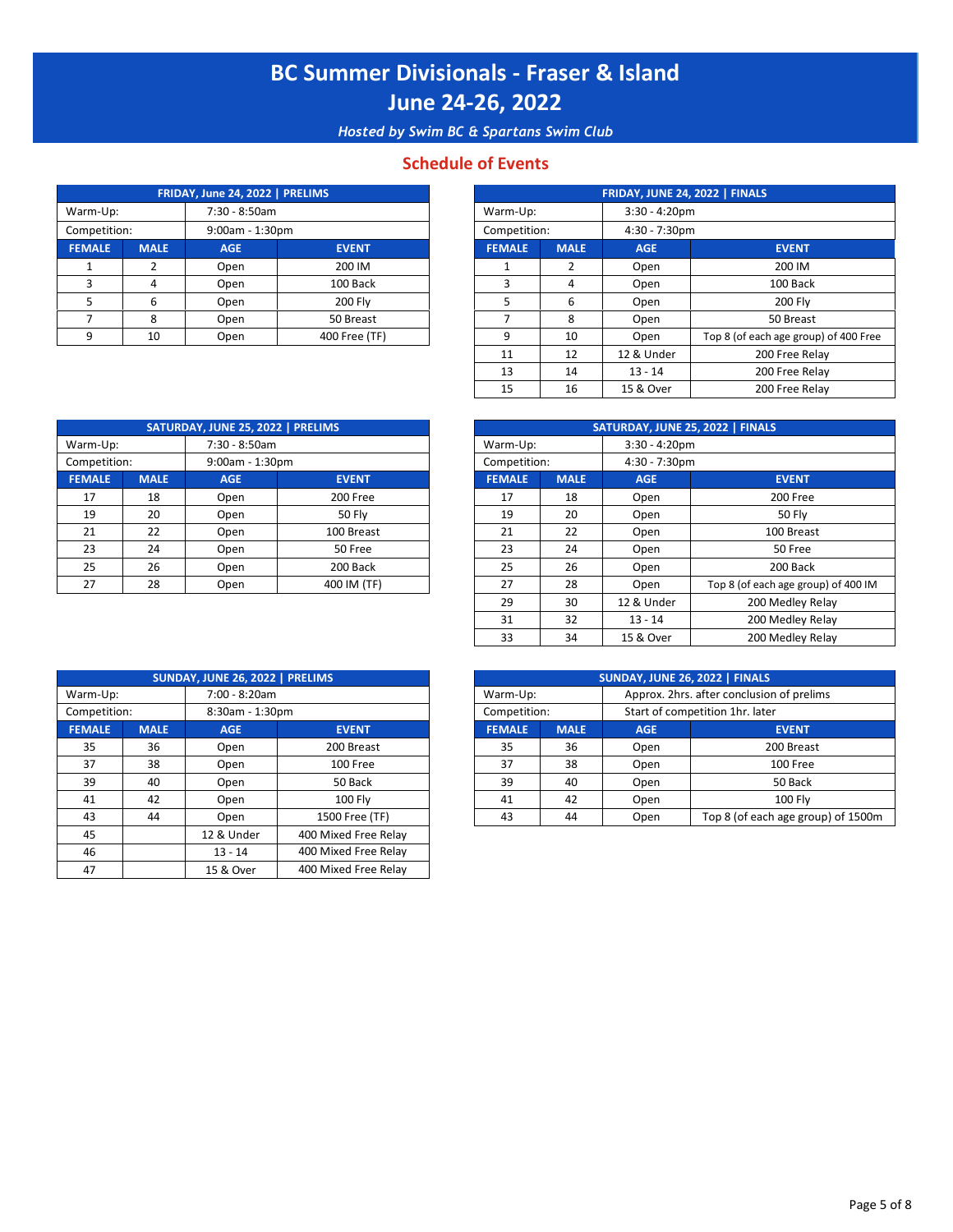# BC Summer Divisionals - Fraser & Island

# June 24-26, 2022

*Hosted by Swim BC & Spartans Swim Club*

## Schedule of Events

| FRIDAY, June 24, 2022 \| PRELIMS | | | |
|---|---|---|---|
| Warm-Up: | 7:30 - 8:50am | | |
| Competition: | 9:00am - 1:30pm | | |
| **FEMALE** | **MALE** | **AGE** | **EVENT** |
| 1 | 2 | Open | 200 IM |
| 3 | 4 | Open | 100 Back |
| 5 | 6 | Open | 200 Fly |
| 7 | 8 | Open | 50 Breast |
| 9 | 10 | Open | 400 Free (TF) |

| FRIDAY, JUNE 24, 2022 \| FINALS | | | |
|---|---|---|---|
| Warm-Up: | 3:30 - 4:20pm | | |
| Competition: | 4:30 - 7:30pm | | |
| **FEMALE** | **MALE** | **AGE** | **EVENT** |
| 1 | 2 | Open | 200 IM |
| 3 | 4 | Open | 100 Back |
| 5 | 6 | Open | 200 Fly |
| 7 | 8 | Open | 50 Breast |
| 9 | 10 | Open | Top 8 (of each age group) of 400 Free |
| 11 | 12 | 12 & Under | 200 Free Relay |
| 13 | 14 | 13 - 14 | 200 Free Relay |
| 15 | 16 | 15 & Over | 200 Free Relay |

| SATURDAY, JUNE 25, 2022 \| PRELIMS | | | |
|---|---|---|---|
| Warm-Up: | 7:30 - 8:50am | | |
| Competition: | 9:00am - 1:30pm | | |
| **FEMALE** | **MALE** | **AGE** | **EVENT** |
| 17 | 18 | Open | 200 Free |
| 19 | 20 | Open | 50 Fly |
| 21 | 22 | Open | 100 Breast |
| 23 | 24 | Open | 50 Free |
| 25 | 26 | Open | 200 Back |
| 27 | 28 | Open | 400 IM (TF) |

| SATURDAY, JUNE 25, 2022 \| FINALS | | | |
|---|---|---|---|
| Warm-Up: | 3:30 - 4:20pm | | |
| Competition: | 4:30 - 7:30pm | | |
| **FEMALE** | **MALE** | **AGE** | **EVENT** |
| 17 | 18 | Open | 200 Free |
| 19 | 20 | Open | 50 Fly |
| 21 | 22 | Open | 100 Breast |
| 23 | 24 | Open | 50 Free |
| 25 | 26 | Open | 200 Back |
| 27 | 28 | Open | Top 8 (of each age group) of 400 IM |
| 29 | 30 | 12 & Under | 200 Medley Relay |
| 31 | 32 | 13 - 14 | 200 Medley Relay |
| 33 | 34 | 15 & Over | 200 Medley Relay |

| SUNDAY, JUNE 26, 2022 \| PRELIMS | | | |
|---|---|---|---|
| Warm-Up: | 7:00 - 8:20am | | |
| Competition: | 8:30am - 1:30pm | | |
| **FEMALE** | **MALE** | **AGE** | **EVENT** |
| 35 | 36 | Open | 200 Breast |
| 37 | 38 | Open | 100 Free |
| 39 | 40 | Open | 50 Back |
| 41 | 42 | Open | 100 Fly |
| 43 | 44 | Open | 1500 Free (TF) |
| 45 | | 12 & Under | 400 Mixed Free Relay |
| 46 | | 13 - 14 | 400 Mixed Free Relay |
| 47 | | 15 & Over | 400 Mixed Free Relay |

| SUNDAY, JUNE 26, 2022 \| FINALS | | | |
|---|---|---|---|
| Warm-Up: | Approx. 2hrs. after conclusion of prelims | | |
| Competition: | Start of competition 1hr. later | | |
| **FEMALE** | **MALE** | **AGE** | **EVENT** |
| 35 | 36 | Open | 200 Breast |
| 37 | 38 | Open | 100 Free |
| 39 | 40 | Open | 50 Back |
| 41 | 42 | Open | 100 Fly |
| 43 | 44 | Open | Top 8 (of each age group) of 1500m |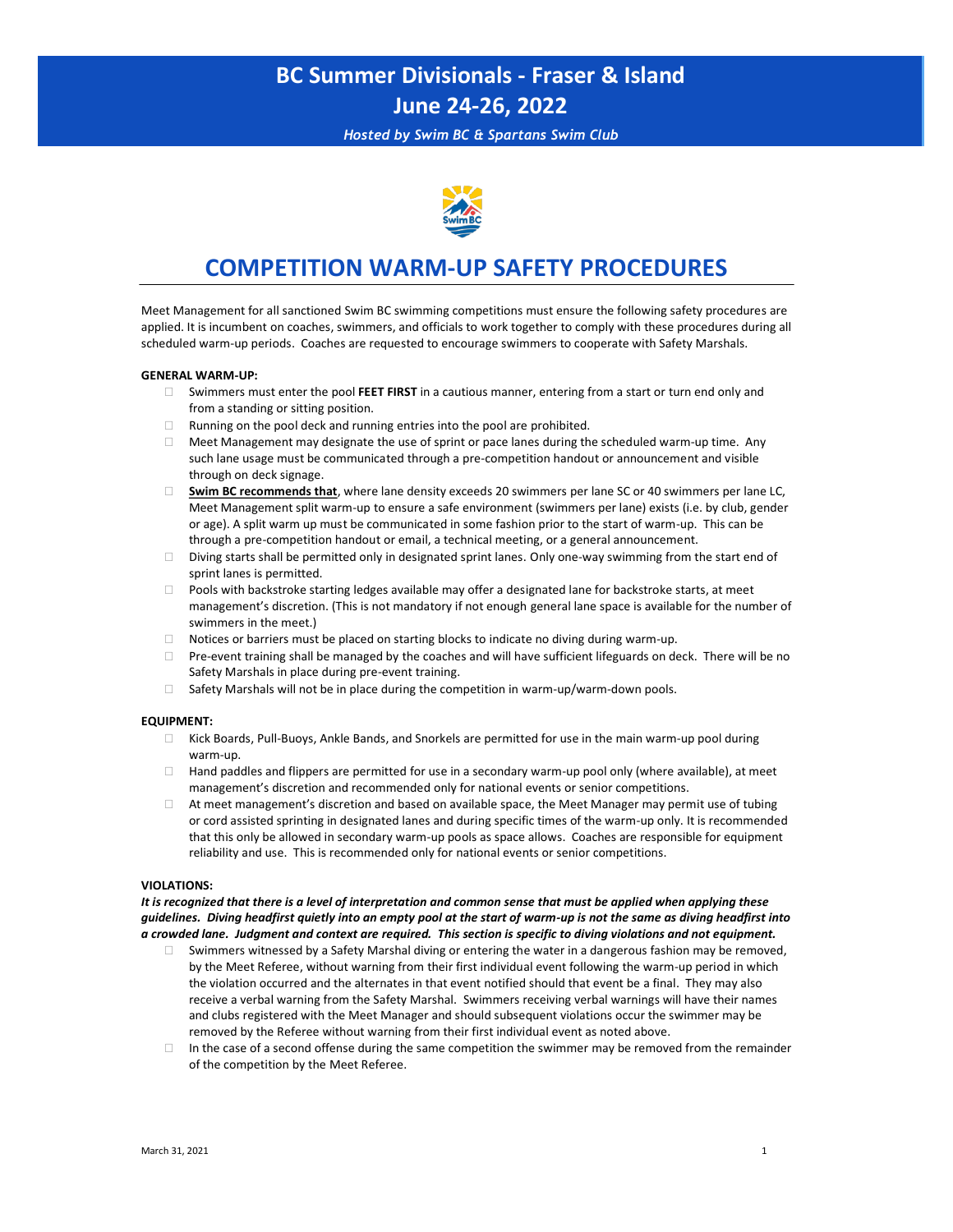# BC Summer Divisionals - Fraser & Island
# June 24-26, 2022

*Hosted by Swim BC & Spartans Swim Club*

## COMPETITION WARM-UP SAFETY PROCEDURES

Meet Management for all sanctioned Swim BC swimming competitions must ensure the following safety procedures are applied. It is incumbent on coaches, swimmers, and officials to work together to comply with these procedures during all scheduled warm-up periods. Coaches are requested to encourage swimmers to cooperate with Safety Marshals.

**GENERAL WARM-UP:**

- Swimmers must enter the pool **FEET FIRST** in a cautious manner, entering from a start or turn end only and from a standing or sitting position.
- Running on the pool deck and running entries into the pool are prohibited.
- Meet Management may designate the use of sprint or pace lanes during the scheduled warm-up time. Any such lane usage must be communicated through a pre-competition handout or announcement and visible through on deck signage.
- **Swim BC recommends that**, where lane density exceeds 20 swimmers per lane SC or 40 swimmers per lane LC, Meet Management split warm-up to ensure a safe environment (swimmers per lane) exists (i.e. by club, gender or age). A split warm up must be communicated in some fashion prior to the start of warm-up. This can be through a pre-competition handout or email, a technical meeting, or a general announcement.
- Diving starts shall be permitted only in designated sprint lanes. Only one-way swimming from the start end of sprint lanes is permitted.
- Pools with backstroke starting ledges available may offer a designated lane for backstroke starts, at meet management's discretion. (This is not mandatory if not enough general lane space is available for the number of swimmers in the meet.)
- Notices or barriers must be placed on starting blocks to indicate no diving during warm-up.
- Pre-event training shall be managed by the coaches and will have sufficient lifeguards on deck. There will be no Safety Marshals in place during pre-event training.
- Safety Marshals will not be in place during the competition in warm-up/warm-down pools.

**EQUIPMENT:**

- Kick Boards, Pull-Buoys, Ankle Bands, and Snorkels are permitted for use in the main warm-up pool during warm-up.
- Hand paddles and flippers are permitted for use in a secondary warm-up pool only (where available), at meet management's discretion and recommended only for national events or senior competitions.
- At meet management's discretion and based on available space, the Meet Manager may permit use of tubing or cord assisted sprinting in designated lanes and during specific times of the warm-up only. It is recommended that this only be allowed in secondary warm-up pools as space allows. Coaches are responsible for equipment reliability and use. This is recommended only for national events or senior competitions.

**VIOLATIONS:**

***It is recognized that there is a level of interpretation and common sense that must be applied when applying these guidelines. Diving headfirst quietly into an empty pool at the start of warm-up is not the same as diving headfirst into a crowded lane. Judgment and context are required. This section is specific to diving violations and not equipment.***

- Swimmers witnessed by a Safety Marshal diving or entering the water in a dangerous fashion may be removed, by the Meet Referee, without warning from their first individual event following the warm-up period in which the violation occurred and the alternates in that event notified should that event be a final. They may also receive a verbal warning from the Safety Marshal. Swimmers receiving verbal warnings will have their names and clubs registered with the Meet Manager and should subsequent violations occur the swimmer may be removed by the Referee without warning from their first individual event as noted above.
- In the case of a second offense during the same competition the swimmer may be removed from the remainder of the competition by the Meet Referee.

March 31, 2021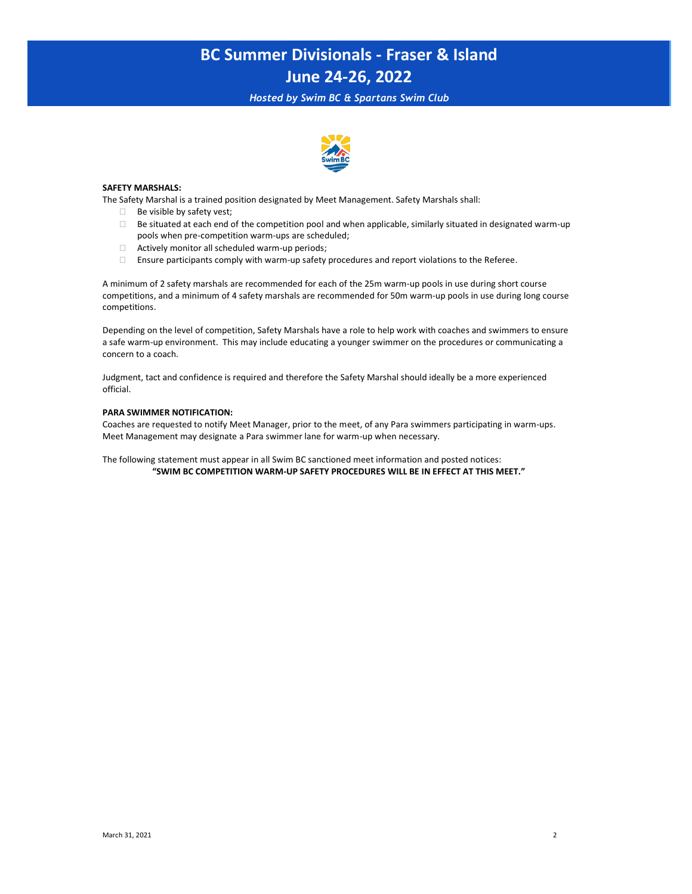# BC Summer Divisionals - Fraser & Island
# June 24-26, 2022

*Hosted by Swim BC & Spartans Swim Club*

**SAFETY MARSHALS:**

The Safety Marshal is a trained position designated by Meet Management. Safety Marshals shall:

- Be visible by safety vest;
- Be situated at each end of the competition pool and when applicable, similarly situated in designated warm-up pools when pre-competition warm-ups are scheduled;
- Actively monitor all scheduled warm-up periods;
- Ensure participants comply with warm-up safety procedures and report violations to the Referee.

A minimum of 2 safety marshals are recommended for each of the 25m warm-up pools in use during short course competitions, and a minimum of 4 safety marshals are recommended for 50m warm-up pools in use during long course competitions.

Depending on the level of competition, Safety Marshals have a role to help work with coaches and swimmers to ensure a safe warm-up environment. This may include educating a younger swimmer on the procedures or communicating a concern to a coach.

Judgment, tact and confidence is required and therefore the Safety Marshal should ideally be a more experienced official.

**PARA SWIMMER NOTIFICATION:**

Coaches are requested to notify Meet Manager, prior to the meet, of any Para swimmers participating in warm-ups. Meet Management may designate a Para swimmer lane for warm-up when necessary.

The following statement must appear in all Swim BC sanctioned meet information and posted notices:

**"SWIM BC COMPETITION WARM-UP SAFETY PROCEDURES WILL BE IN EFFECT AT THIS MEET."**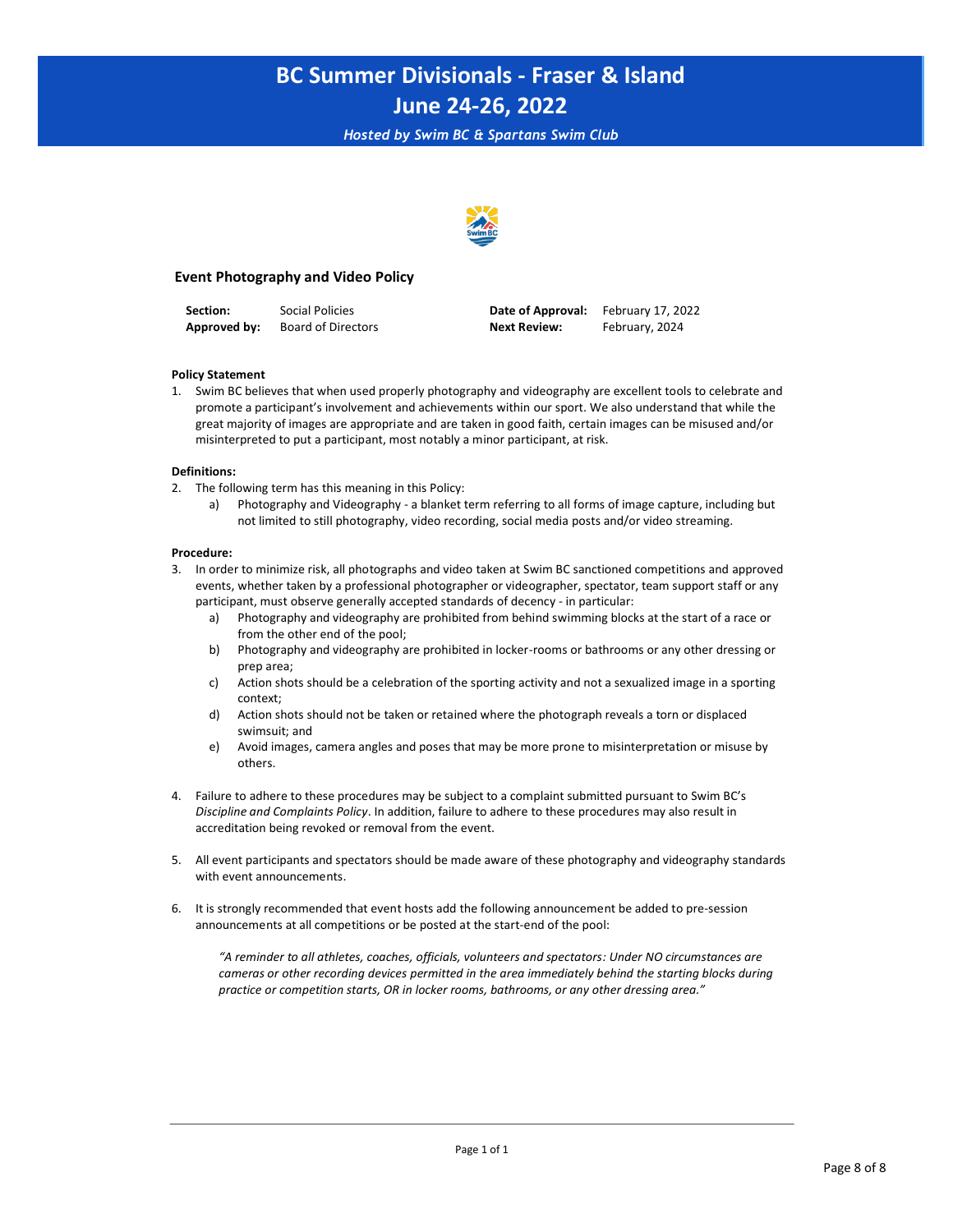## Event Photography and Video Policy

| | | | |
|---|---|---|---|
| **Section:** | Social Policies | **Date of Approval:** | February 17, 2022 |
| **Approved by:** | Board of Directors | **Next Review:** | February, 2024 |

**Policy Statement**

1. Swim BC believes that when used properly photography and videography are excellent tools to celebrate and promote a participant's involvement and achievements within our sport. We also understand that while the great majority of images are appropriate and are taken in good faith, certain images can be misused and/or misinterpreted to put a participant, most notably a minor participant, at risk.

**Definitions:**

2. The following term has this meaning in this Policy:
   a) Photography and Videography - a blanket term referring to all forms of image capture, including but not limited to still photography, video recording, social media posts and/or video streaming.

**Procedure:**

3. In order to minimize risk, all photographs and video taken at Swim BC sanctioned competitions and approved events, whether taken by a professional photographer or videographer, spectator, team support staff or any participant, must observe generally accepted standards of decency - in particular:
   a) Photography and videography are prohibited from behind swimming blocks at the start of a race or from the other end of the pool;
   b) Photography and videography are prohibited in locker-rooms or bathrooms or any other dressing or prep area;
   c) Action shots should be a celebration of the sporting activity and not a sexualized image in a sporting context;
   d) Action shots should not be taken or retained where the photograph reveals a torn or displaced swimsuit; and
   e) Avoid images, camera angles and poses that may be more prone to misinterpretation or misuse by others.

4. Failure to adhere to these procedures may be subject to a complaint submitted pursuant to Swim BC's *Discipline and Complaints Policy*. In addition, failure to adhere to these procedures may also result in accreditation being revoked or removal from the event.

5. All event participants and spectators should be made aware of these photography and videography standards with event announcements.

6. It is strongly recommended that event hosts add the following announcement be added to pre-session announcements at all competitions or be posted at the start-end of the pool:

   *"A reminder to all athletes, coaches, officials, volunteers and spectators: Under NO circumstances are cameras or other recording devices permitted in the area immediately behind the starting blocks during practice or competition starts, OR in locker rooms, bathrooms, or any other dressing area."*